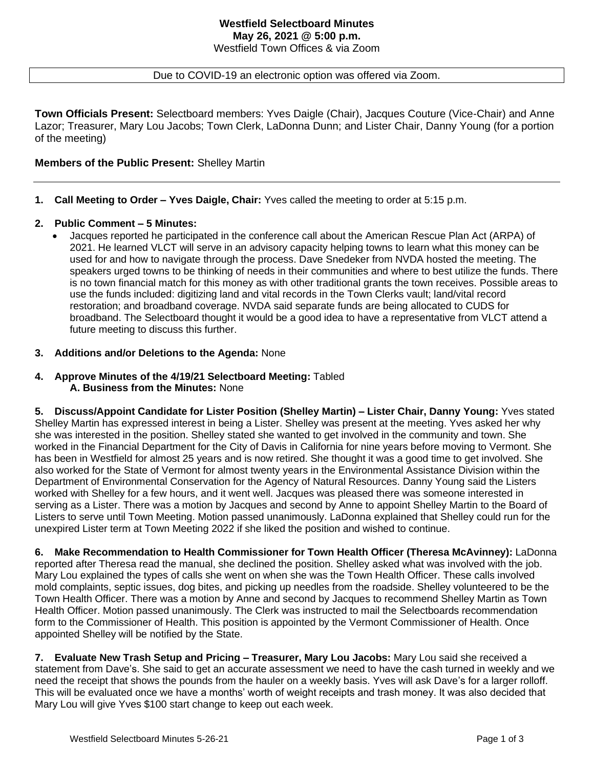**Westfield Selectboard Minutes**
**May 26, 2021 @ 5:00 p.m.**
Westfield Town Offices & via Zoom

Due to COVID-19 an electronic option was offered via Zoom.

**Town Officials Present:** Selectboard members: Yves Daigle (Chair), Jacques Couture (Vice-Chair) and Anne Lazor; Treasurer, Mary Lou Jacobs; Town Clerk, LaDonna Dunn; and Lister Chair, Danny Young (for a portion of the meeting)

**Members of the Public Present:** Shelley Martin

---

1. **Call Meeting to Order – Yves Daigle, Chair:** Yves called the meeting to order at 5:15 p.m.

2. **Public Comment – 5 Minutes:**
   - Jacques reported he participated in the conference call about the American Rescue Plan Act (ARPA) of 2021. He learned VLCT will serve in an advisory capacity helping towns to learn what this money can be used for and how to navigate through the process. Dave Snedeker from NVDA hosted the meeting. The speakers urged towns to be thinking of needs in their communities and where to best utilize the funds. There is no town financial match for this money as with other traditional grants the town receives. Possible areas to use the funds included: digitizing land and vital records in the Town Clerks vault; land/vital record restoration; and broadband coverage. NVDA said separate funds are being allocated to CUDS for broadband. The Selectboard thought it would be a good idea to have a representative from VLCT attend a future meeting to discuss this further.

3. **Additions and/or Deletions to the Agenda:** None

4. **Approve Minutes of the 4/19/21 Selectboard Meeting:** Tabled
   **A. Business from the Minutes:** None

**5. Discuss/Appoint Candidate for Lister Position (Shelley Martin) – Lister Chair, Danny Young:** Yves stated Shelley Martin has expressed interest in being a Lister. Shelley was present at the meeting. Yves asked her why she was interested in the position. Shelley stated she wanted to get involved in the community and town. She worked in the Financial Department for the City of Davis in California for nine years before moving to Vermont. She has been in Westfield for almost 25 years and is now retired. She thought it was a good time to get involved. She also worked for the State of Vermont for almost twenty years in the Environmental Assistance Division within the Department of Environmental Conservation for the Agency of Natural Resources. Danny Young said the Listers worked with Shelley for a few hours, and it went well. Jacques was pleased there was someone interested in serving as a Lister. There was a motion by Jacques and second by Anne to appoint Shelley Martin to the Board of Listers to serve until Town Meeting. Motion passed unanimously. LaDonna explained that Shelley could run for the unexpired Lister term at Town Meeting 2022 if she liked the position and wished to continue.

**6. Make Recommendation to Health Commissioner for Town Health Officer (Theresa McAvinney):** LaDonna reported after Theresa read the manual, she declined the position. Shelley asked what was involved with the job. Mary Lou explained the types of calls she went on when she was the Town Health Officer. These calls involved mold complaints, septic issues, dog bites, and picking up needles from the roadside. Shelley volunteered to be the Town Health Officer. There was a motion by Anne and second by Jacques to recommend Shelley Martin as Town Health Officer. Motion passed unanimously. The Clerk was instructed to mail the Selectboards recommendation form to the Commissioner of Health. This position is appointed by the Vermont Commissioner of Health. Once appointed Shelley will be notified by the State.

**7. Evaluate New Trash Setup and Pricing – Treasurer, Mary Lou Jacobs:** Mary Lou said she received a statement from Dave's. She said to get an accurate assessment we need to have the cash turned in weekly and we need the receipt that shows the pounds from the hauler on a weekly basis. Yves will ask Dave's for a larger rolloff. This will be evaluated once we have a months' worth of weight receipts and trash money. It was also decided that Mary Lou will give Yves $100 start change to keep out each week.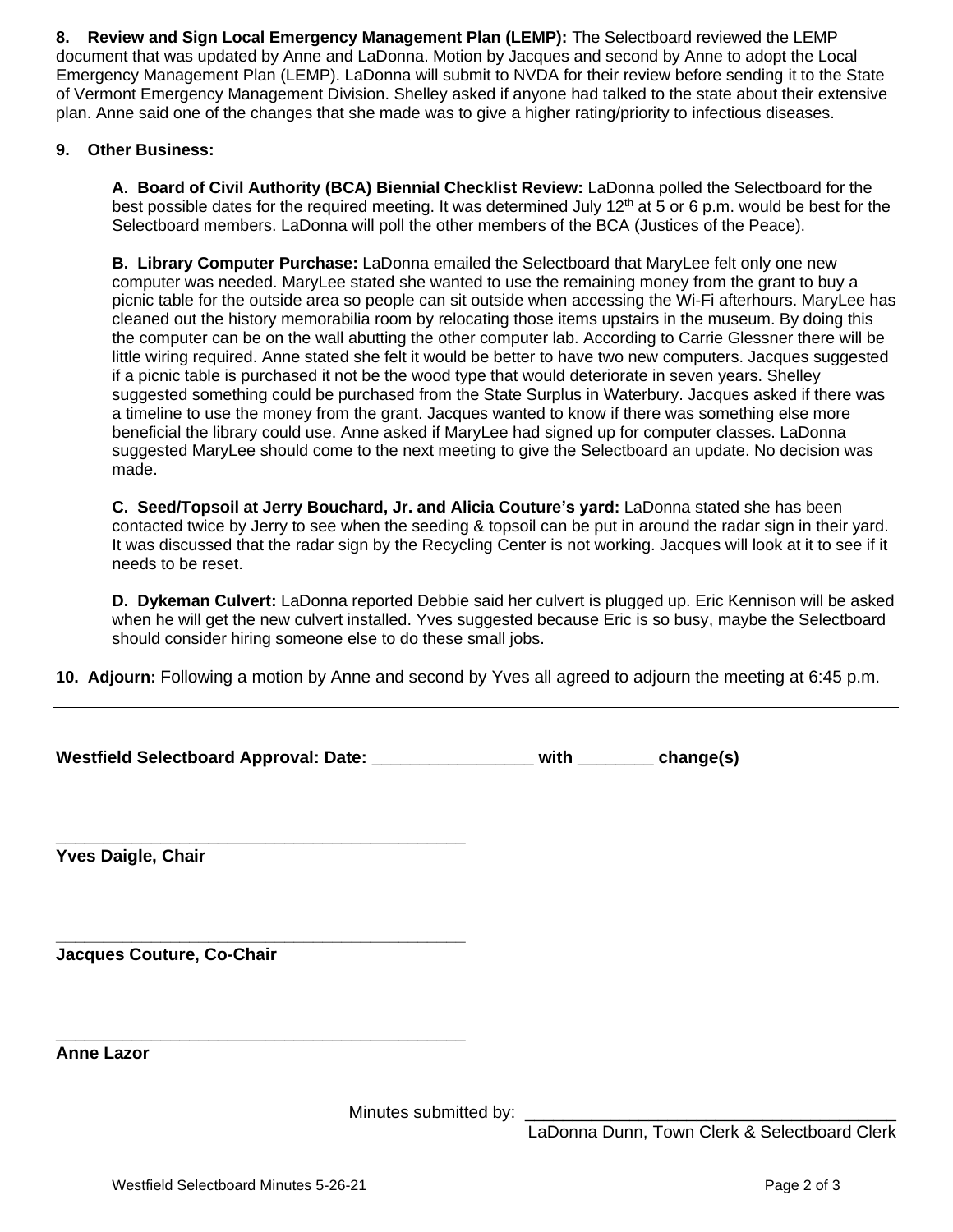**8. Review and Sign Local Emergency Management Plan (LEMP):** The Selectboard reviewed the LEMP document that was updated by Anne and LaDonna. Motion by Jacques and second by Anne to adopt the Local Emergency Management Plan (LEMP). LaDonna will submit to NVDA for their review before sending it to the State of Vermont Emergency Management Division. Shelley asked if anyone had talked to the state about their extensive plan. Anne said one of the changes that she made was to give a higher rating/priority to infectious diseases.

**9. Other Business:**

**A. Board of Civil Authority (BCA) Biennial Checklist Review:** LaDonna polled the Selectboard for the best possible dates for the required meeting. It was determined July 12th at 5 or 6 p.m. would be best for the Selectboard members. LaDonna will poll the other members of the BCA (Justices of the Peace).

**B. Library Computer Purchase:** LaDonna emailed the Selectboard that MaryLee felt only one new computer was needed. MaryLee stated she wanted to use the remaining money from the grant to buy a picnic table for the outside area so people can sit outside when accessing the Wi-Fi afterhours. MaryLee has cleaned out the history memorabilia room by relocating those items upstairs in the museum. By doing this the computer can be on the wall abutting the other computer lab. According to Carrie Glessner there will be little wiring required. Anne stated she felt it would be better to have two new computers. Jacques suggested if a picnic table is purchased it not be the wood type that would deteriorate in seven years. Shelley suggested something could be purchased from the State Surplus in Waterbury. Jacques asked if there was a timeline to use the money from the grant. Jacques wanted to know if there was something else more beneficial the library could use. Anne asked if MaryLee had signed up for computer classes. LaDonna suggested MaryLee should come to the next meeting to give the Selectboard an update. No decision was made.

**C. Seed/Topsoil at Jerry Bouchard, Jr. and Alicia Couture's yard:** LaDonna stated she has been contacted twice by Jerry to see when the seeding & topsoil can be put in around the radar sign in their yard. It was discussed that the radar sign by the Recycling Center is not working. Jacques will look at it to see if it needs to be reset.

**D. Dykeman Culvert:** LaDonna reported Debbie said her culvert is plugged up. Eric Kennison will be asked when he will get the new culvert installed. Yves suggested because Eric is so busy, maybe the Selectboard should consider hiring someone else to do these small jobs.

**10. Adjourn:** Following a motion by Anne and second by Yves all agreed to adjourn the meeting at 6:45 p.m.

---

**Westfield Selectboard Approval: Date: ________________ with ________ change(s)**

_____________________________________________
**Yves Daigle, Chair**

_____________________________________________
**Jacques Couture, Co-Chair**

_____________________________________________
**Anne Lazor**

Minutes submitted by: _____________________________________
LaDonna Dunn, Town Clerk & Selectboard Clerk